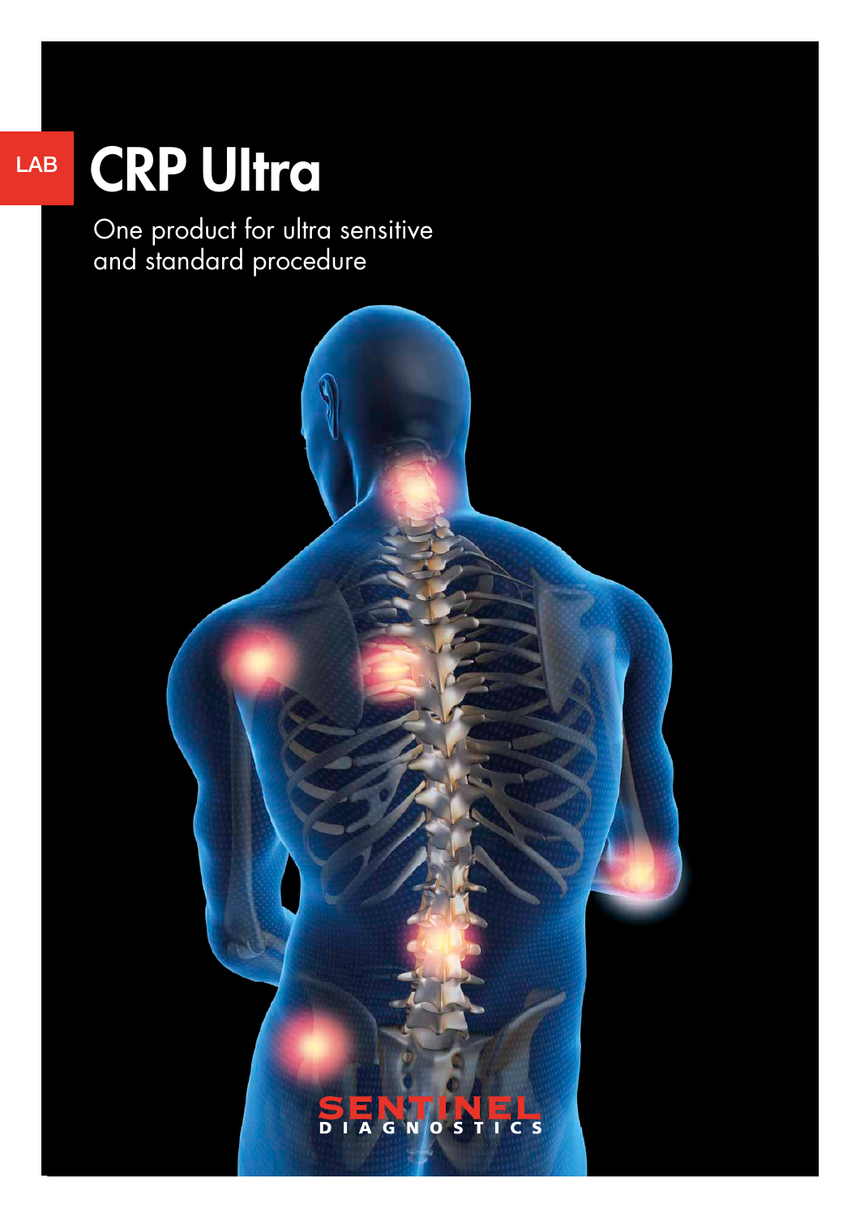LAB

# CRP Ultra

One product for ultra sensitive and standard procedure

SENTINEL DIAGNOSTICS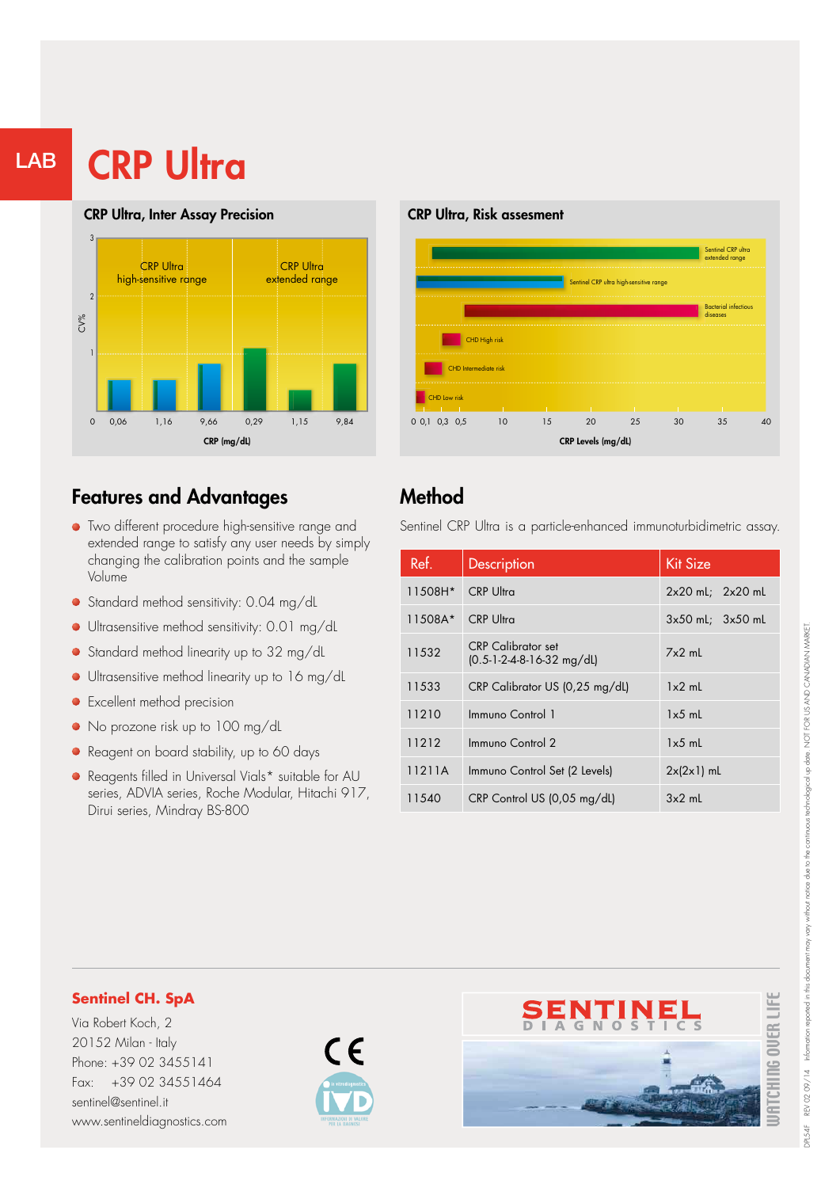LAB

# CRP Ultra

### CRP Ultra, Inter Assay Precision

CRP Ultra high-sensitive range

CRP Ultra extended range

CV%

3

2

1

0

0,06 1,16 9,66 0,29 1,15 9,84

CRP (mg/dL)

### CRP Ultra, Risk assesment

Sentinel CRP ultra extended range

Sentinel CRP ultra high-sensitive range

Bacterial infectious diseases

CHD High risk

CHD Intermediate risk

CHD Low risk

0 0,1 0,3 0,5 10 15 20 25 30 35 40

CRP Levels (mg/dL)

## Features and Advantages

- Two different procedure high-sensitive range and extended range to satisfy any user needs by simply changing the calibration points and the sample Volume
- Standard method sensitivity: 0.04 mg/dL
- Ultrasensitive method sensitivity: 0.01 mg/dL
- Standard method linearity up to 32 mg/dL
- Ultrasensitive method linearity up to 16 mg/dL
- Excellent method precision
- No prozone risk up to 100 mg/dL
- Reagent on board stability, up to 60 days
- Reagents filled in Universal Vials* suitable for AU series, ADVIA series, Roche Modular, Hitachi 917, Dirui series, Mindray BS-800

## Method

Sentinel CRP Ultra is a particle-enhanced immunoturbidimetric assay.

| Ref. | Description | Kit Size |
|---|---|---|
| 11508H* | CRP Ultra | 2x20 mL; 2x20 mL |
| 11508A* | CRP Ultra | 3x50 mL; 3x50 mL |
| 11532 | CRP Calibrator set (0.5-1-2-4-8-16-32 mg/dL) | 7x2 mL |
| 11533 | CRP Calibrator US (0,25 mg/dL) | 1x2 mL |
| 11210 | Immuno Control 1 | 1x5 mL |
| 11212 | Immuno Control 2 | 1x5 mL |
| 11211A | Immuno Control Set (2 Levels) | 2x(2x1) mL |
| 11540 | CRP Control US (0,05 mg/dL) | 3x2 mL |

**Sentinel CH. SpA**

Via Robert Koch, 2
20152 Milan - Italy
Phone: +39 02 3455141
Fax: +39 02 34551464
sentinel@sentinel.it
www.sentineldiagnostics.com

SENTINEL DIAGNOSTICS

WATCHING OVER LIFE

DR654F REV 02 09/14 Information reported in this document may vary without notice due to the continuous technological up date. NOT FOR US AND CANADIAN MARKET